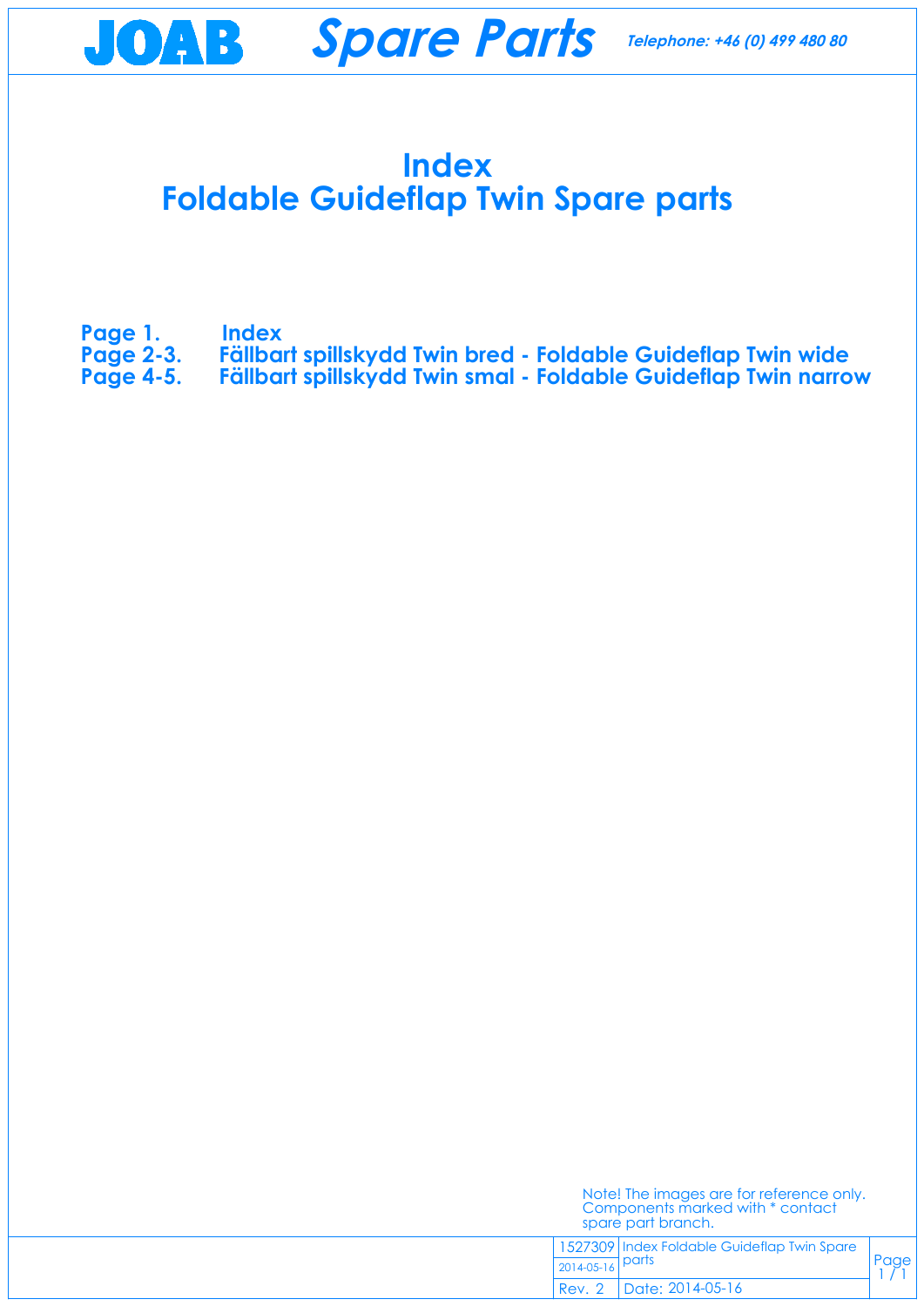# Index
# Foldable Guideflap Twin Spare parts

**Page 1.** **Index**
**Page 2-3.** **Fällbart spillskydd Twin bred - Foldable Guideflap Twin wide**
**Page 4-5.** **Fällbart spillskydd Twin smal - Foldable Guideflap Twin narrow**

Note! The images are for reference only.
Components marked with * contact spare part branch.

| 1527309 | Index Foldable Guideflap Twin Spare parts |
|---|---|
| 2014-05-16 | |
| Rev. 2 | Date: 2014-05-16 |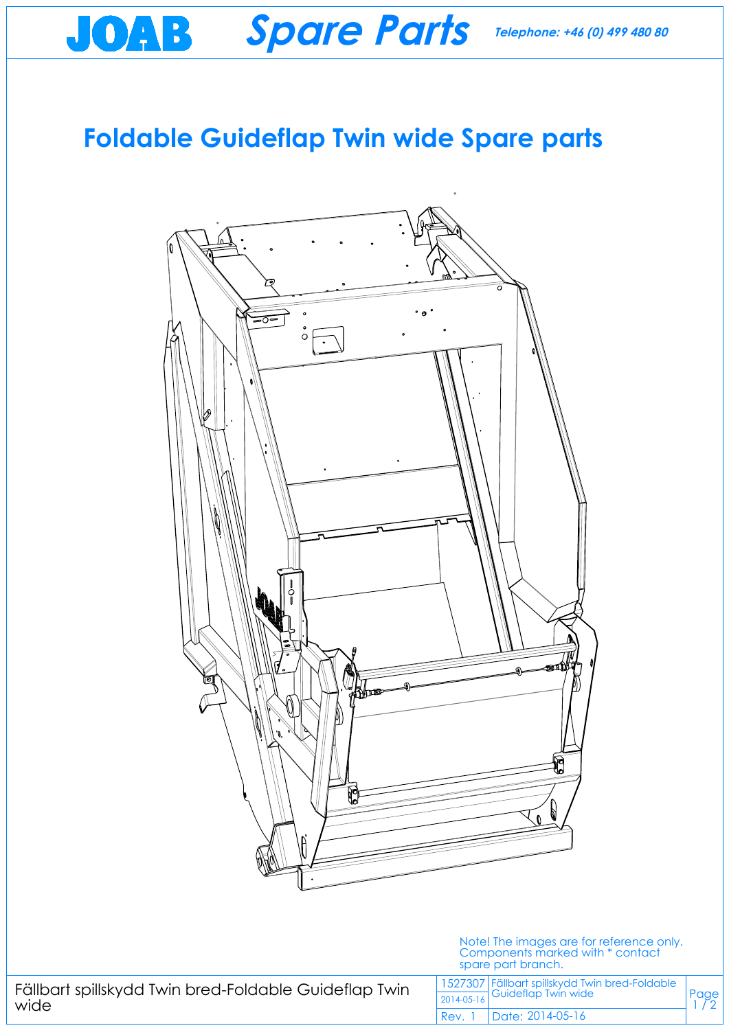# JOAB *Spare Parts*

***Telephone: +46 (0) 499 480 80***

## Foldable Guideflap Twin wide Spare parts

Note! The images are for reference only. Components marked with * contact spare part branch.

| Fällbart spillskydd Twin bred-Foldable Guideflap Twin wide | 1527307 | Fällbart spillskydd Twin bred-Foldable Guideflap Twin wide | Page 1 / 2 |
|---|---|---|---|
| | 2014-05-16 | | |
| | Rev. 1 | Date: 2014-05-16 | |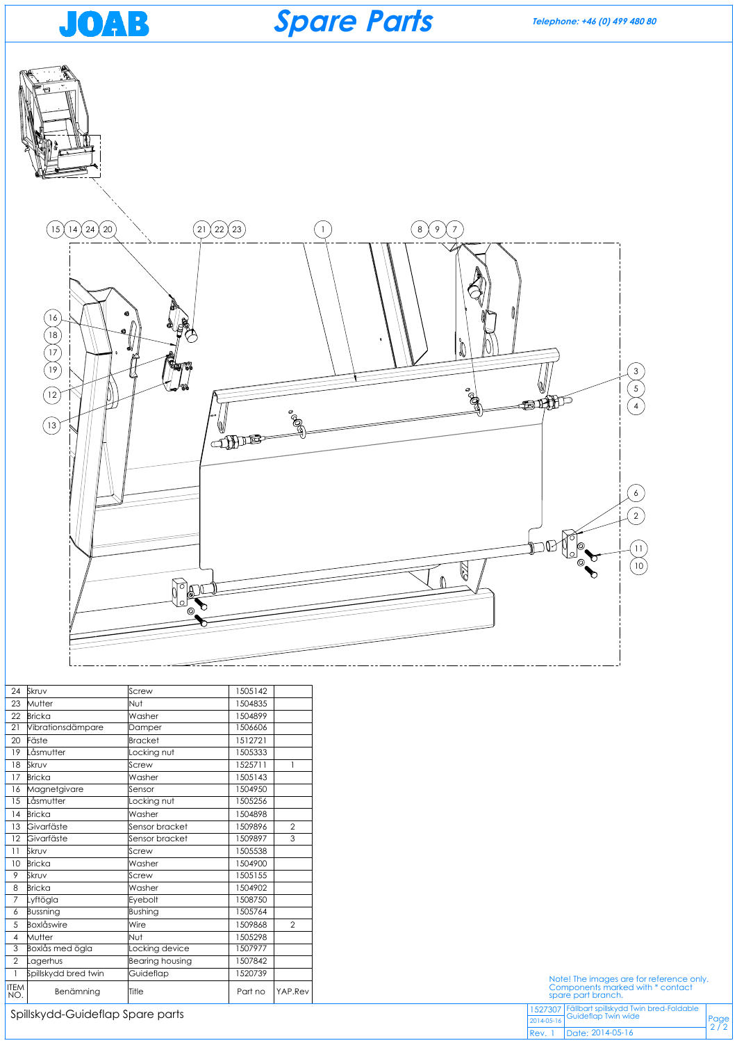# JOAB Spare Parts

*Telephone: +46 (0) 499 480 80*

| ITEM NO. | Benämning | Title | Part no | YAP.Rev |
|---|---|---|---|---|
| 24 | Skruv | Screw | 1505142 | |
| 23 | Mutter | Nut | 1504835 | |
| 22 | Bricka | Washer | 1504899 | |
| 21 | Vibrationsdämpare | Damper | 1506606 | |
| 20 | Fäste | Bracket | 1512721 | |
| 19 | Låsmutter | Locking nut | 1505333 | |
| 18 | Skruv | Screw | 1525711 | 1 |
| 17 | Bricka | Washer | 1505143 | |
| 16 | Magnetgivare | Sensor | 1504950 | |
| 15 | Låsmutter | Locking nut | 1505256 | |
| 14 | Bricka | Washer | 1504898 | |
| 13 | Givarfäste | Sensor bracket | 1509896 | 2 |
| 12 | Givarfäste | Sensor bracket | 1509897 | 3 |
| 11 | Skruv | Screw | 1505538 | |
| 10 | Bricka | Washer | 1504900 | |
| 9 | Skruv | Screw | 1505155 | |
| 8 | Bricka | Washer | 1504902 | |
| 7 | Lyftögla | Eyebolt | 1508750 | |
| 6 | Bussning | Bushing | 1505764 | |
| 5 | Boxlåswire | Wire | 1509868 | 2 |
| 4 | Mutter | Nut | 1505298 | |
| 3 | Boxlås med ögla | Locking device | 1507977 | |
| 2 | Lagerhus | Bearing housing | 1507842 | |
| 1 | Spillskydd bred twin | Guideflap | 1520739 | |

Spillskydd-Guideflap Spare parts

Note! The images are for reference only. Components marked with * contact spare part branch.

| 1527307 | Fällbart spillskydd Twin bred-Foldable Guideflap Twin wide |
|---|---|
| 2014-05-16 | |
| Rev. 1 | Date: 2014-05-16 |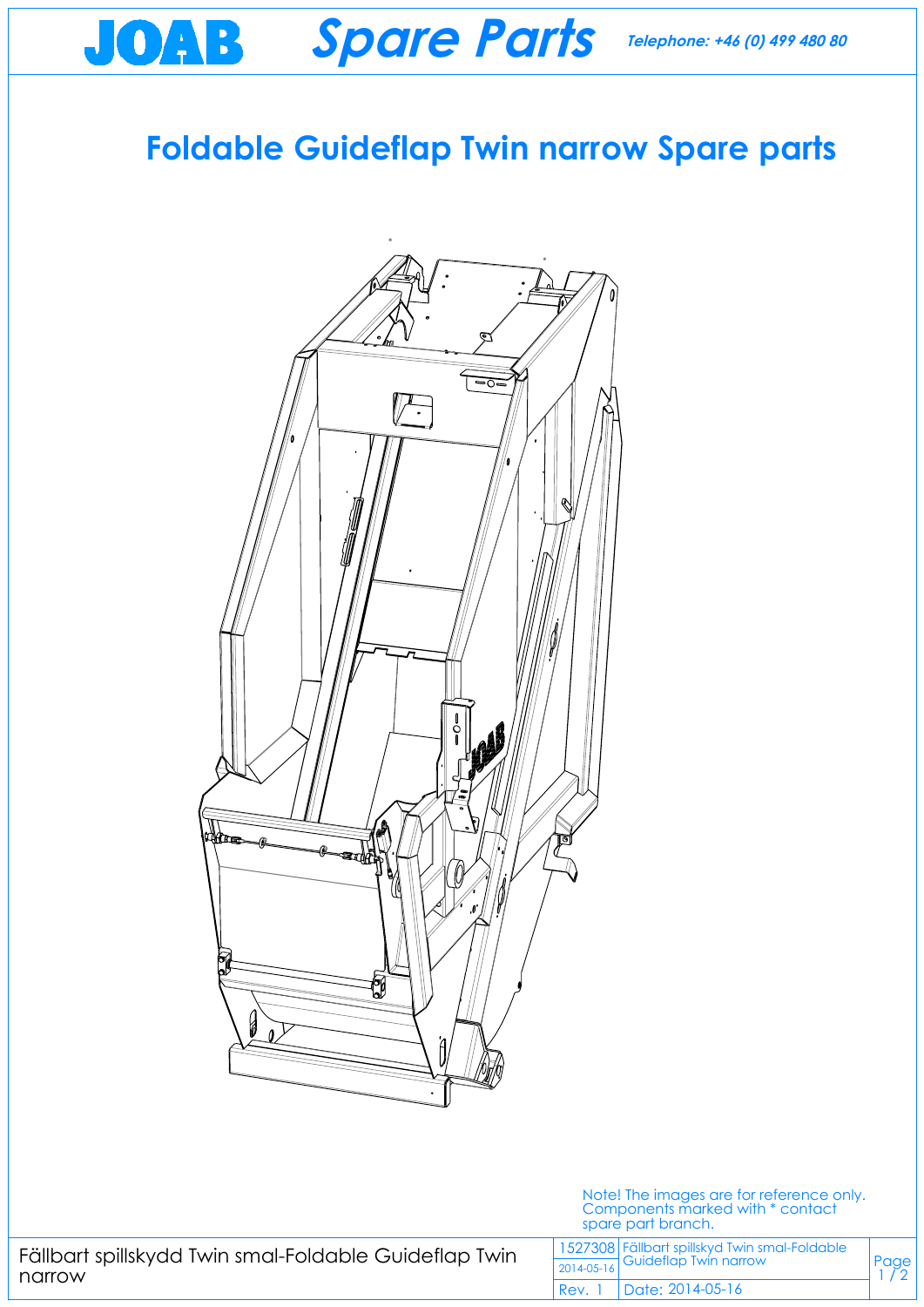# JOAB Spare Parts

*Telephone: +46 (0) 499 480 80*

## Foldable Guideflap Twin narrow Spare parts

Note! The images are for reference only. Components marked with * contact spare part branch.

| Fällbart spillskydd Twin smal-Foldable Guideflap Twin narrow | 1527308 | Fällbart spillskyd Twin smal-Foldable Guideflap Twin narrow | Page 1 / 2 |
|---|---|---|---|
| | 2014-05-16 | | |
| | Rev. 1 | Date: 2014-05-16 | |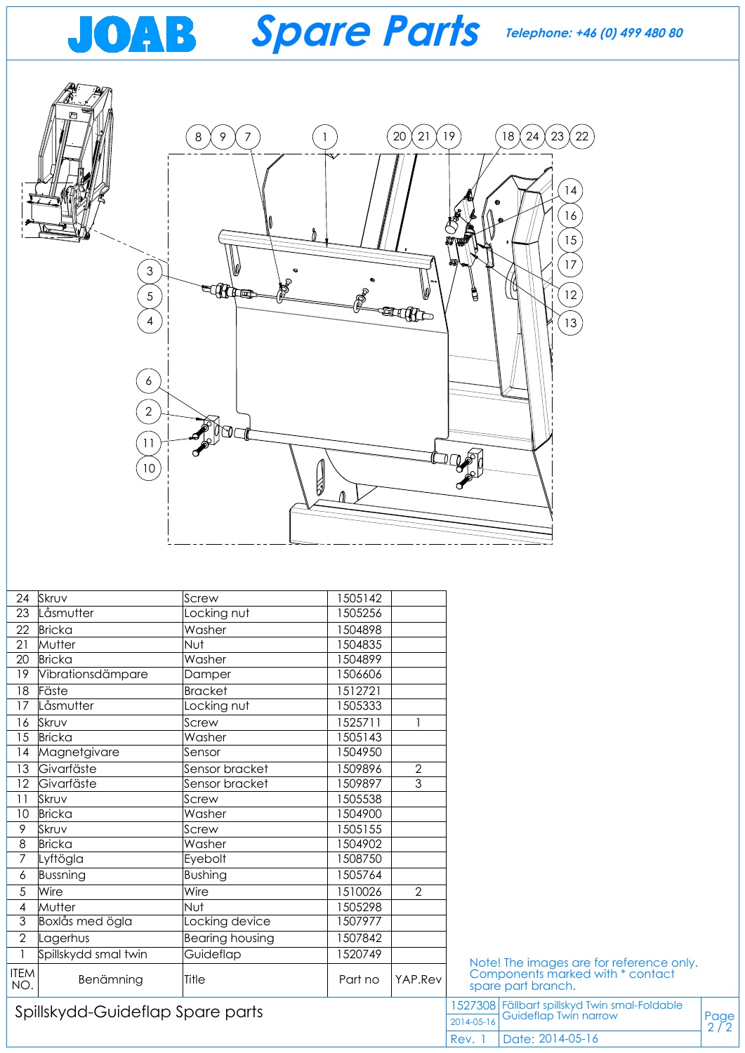JOAB **Spare Parts** *Telephone: +46 (0) 499 480 80*

8 9 7 1 20 21 19 18 24 23 22 14 16 15 17 12 13 3 5 4 6 2 11 10

| ITEM NO. | Benämning | Title | Part no | YAP.Rev |
|---|---|---|---|---|
| 24 | Skruv | Screw | 1505142 | |
| 23 | Låsmutter | Locking nut | 1505256 | |
| 22 | Bricka | Washer | 1504898 | |
| 21 | Mutter | Nut | 1504835 | |
| 20 | Bricka | Washer | 1504899 | |
| 19 | Vibrationsdämpare | Damper | 1506606 | |
| 18 | Fäste | Bracket | 1512721 | |
| 17 | Låsmutter | Locking nut | 1505333 | |
| 16 | Skruv | Screw | 1525711 | 1 |
| 15 | Bricka | Washer | 1505143 | |
| 14 | Magnetgivare | Sensor | 1504950 | |
| 13 | Givarfäste | Sensor bracket | 1509896 | 2 |
| 12 | Givarfäste | Sensor bracket | 1509897 | 3 |
| 11 | Skruv | Screw | 1505538 | |
| 10 | Bricka | Washer | 1504900 | |
| 9 | Skruv | Screw | 1505155 | |
| 8 | Bricka | Washer | 1504902 | |
| 7 | Lyftögla | Eyebolt | 1508750 | |
| 6 | Bussning | Bushing | 1505764 | |
| 5 | Wire | Wire | 1510026 | 2 |
| 4 | Mutter | Nut | 1505298 | |
| 3 | Boxlås med ögla | Locking device | 1507977 | |
| 2 | Lagerhus | Bearing housing | 1507842 | |
| 1 | Spillskydd smal twin | Guideflap | 1520749 | |

Note! The images are for reference only. Components marked with * contact spare part branch.

Spillskydd-Guideflap Spare parts

1527308 Fällbart spillskyd Twin smal-Foldable Guideflap Twin narrow

2014-05-16

Rev. 1 Date: 2014-05-16